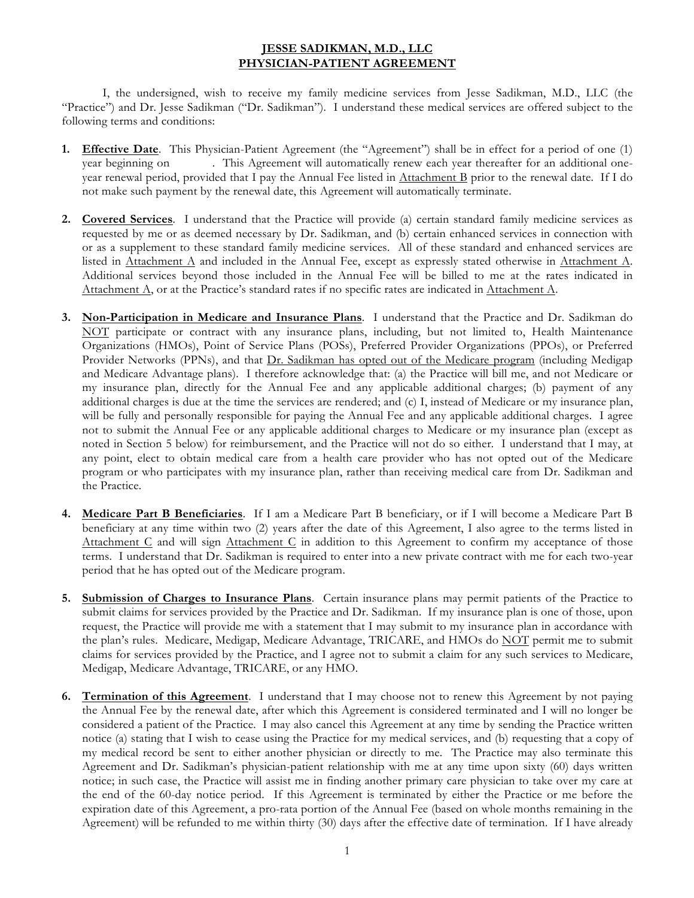# JESSE SADIKMAN, M.D., LLC
# PHYSICIAN-PATIENT AGREEMENT

I, the undersigned, wish to receive my family medicine services from Jesse Sadikman, M.D., LLC (the "Practice") and Dr. Jesse Sadikman ("Dr. Sadikman"). I understand these medical services are offered subject to the following terms and conditions:

1. **Effective Date**. This Physician-Patient Agreement (the "Agreement") shall be in effect for a period of one (1) year beginning on . This Agreement will automatically renew each year thereafter for an additional one-year renewal period, provided that I pay the Annual Fee listed in Attachment B prior to the renewal date. If I do not make such payment by the renewal date, this Agreement will automatically terminate.

2. **Covered Services**. I understand that the Practice will provide (a) certain standard family medicine services as requested by me or as deemed necessary by Dr. Sadikman, and (b) certain enhanced services in connection with or as a supplement to these standard family medicine services. All of these standard and enhanced services are listed in Attachment A and included in the Annual Fee, except as expressly stated otherwise in Attachment A. Additional services beyond those included in the Annual Fee will be billed to me at the rates indicated in Attachment A, or at the Practice's standard rates if no specific rates are indicated in Attachment A.

3. **Non-Participation in Medicare and Insurance Plans**. I understand that the Practice and Dr. Sadikman do NOT participate or contract with any insurance plans, including, but not limited to, Health Maintenance Organizations (HMOs), Point of Service Plans (POSs), Preferred Provider Organizations (PPOs), or Preferred Provider Networks (PPNs), and that Dr. Sadikman has opted out of the Medicare program (including Medigap and Medicare Advantage plans). I therefore acknowledge that: (a) the Practice will bill me, and not Medicare or my insurance plan, directly for the Annual Fee and any applicable additional charges; (b) payment of any additional charges is due at the time the services are rendered; and (c) I, instead of Medicare or my insurance plan, will be fully and personally responsible for paying the Annual Fee and any applicable additional charges. I agree not to submit the Annual Fee or any applicable additional charges to Medicare or my insurance plan (except as noted in Section 5 below) for reimbursement, and the Practice will not do so either. I understand that I may, at any point, elect to obtain medical care from a health care provider who has not opted out of the Medicare program or who participates with my insurance plan, rather than receiving medical care from Dr. Sadikman and the Practice.

4. **Medicare Part B Beneficiaries**. If I am a Medicare Part B beneficiary, or if I will become a Medicare Part B beneficiary at any time within two (2) years after the date of this Agreement, I also agree to the terms listed in Attachment C and will sign Attachment C in addition to this Agreement to confirm my acceptance of those terms. I understand that Dr. Sadikman is required to enter into a new private contract with me for each two-year period that he has opted out of the Medicare program.

5. **Submission of Charges to Insurance Plans**. Certain insurance plans may permit patients of the Practice to submit claims for services provided by the Practice and Dr. Sadikman. If my insurance plan is one of those, upon request, the Practice will provide me with a statement that I may submit to my insurance plan in accordance with the plan's rules. Medicare, Medigap, Medicare Advantage, TRICARE, and HMOs do NOT permit me to submit claims for services provided by the Practice, and I agree not to submit a claim for any such services to Medicare, Medigap, Medicare Advantage, TRICARE, or any HMO.

6. **Termination of this Agreement**. I understand that I may choose not to renew this Agreement by not paying the Annual Fee by the renewal date, after which this Agreement is considered terminated and I will no longer be considered a patient of the Practice. I may also cancel this Agreement at any time by sending the Practice written notice (a) stating that I wish to cease using the Practice for my medical services, and (b) requesting that a copy of my medical record be sent to either another physician or directly to me. The Practice may also terminate this Agreement and Dr. Sadikman's physician-patient relationship with me at any time upon sixty (60) days written notice; in such case, the Practice will assist me in finding another primary care physician to take over my care at the end of the 60-day notice period. If this Agreement is terminated by either the Practice or me before the expiration date of this Agreement, a pro-rata portion of the Annual Fee (based on whole months remaining in the Agreement) will be refunded to me within thirty (30) days after the effective date of termination. If I have already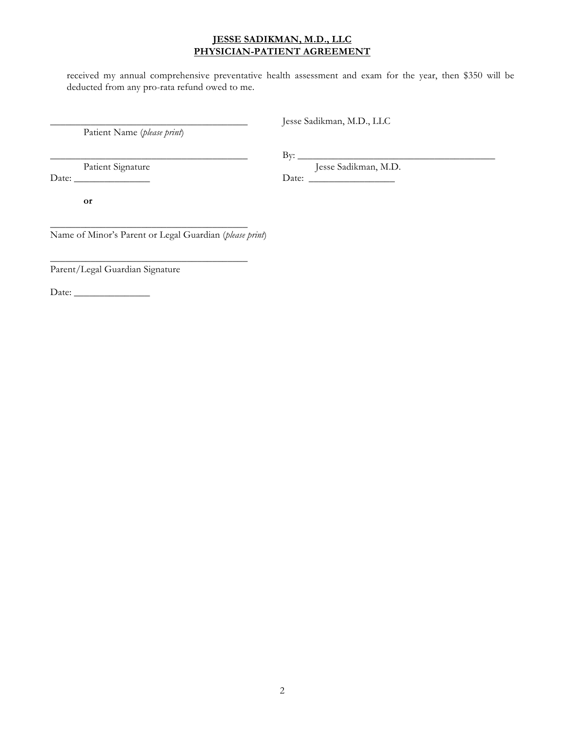received my annual comprehensive preventative health assessment and exam for the year, then $350 will be deducted from any pro-rata refund owed to me.

| | |
|---|---|
| \_\_\_\_\_\_\_\_\_\_\_\_\_\_\_\_\_\_\_\_\_\_\_\_\_\_\_\_\_\_\_\_\_\_\_\_\_\_ | Jesse Sadikman, M.D., LLC |
| Patient Name (*please print*) | |
| \_\_\_\_\_\_\_\_\_\_\_\_\_\_\_\_\_\_\_\_\_\_\_\_\_\_\_\_\_\_\_\_\_\_\_\_\_\_ | By: \_\_\_\_\_\_\_\_\_\_\_\_\_\_\_\_\_\_\_\_\_\_\_\_\_\_\_\_\_\_\_\_\_\_\_\_\_\_ |
| Patient Signature | Jesse Sadikman, M.D. |
| Date: \_\_\_\_\_\_\_\_\_\_\_\_\_\_\_ | Date: \_\_\_\_\_\_\_\_\_\_\_\_\_\_\_\_\_ |

**or**

\_\_\_\_\_\_\_\_\_\_\_\_\_\_\_\_\_\_\_\_\_\_\_\_\_\_\_\_\_\_\_\_\_\_\_\_\_\_

Name of Minor's Parent or Legal Guardian (*please print*)

\_\_\_\_\_\_\_\_\_\_\_\_\_\_\_\_\_\_\_\_\_\_\_\_\_\_\_\_\_\_\_\_\_\_\_\_\_\_

Parent/Legal Guardian Signature

Date: \_\_\_\_\_\_\_\_\_\_\_\_\_\_\_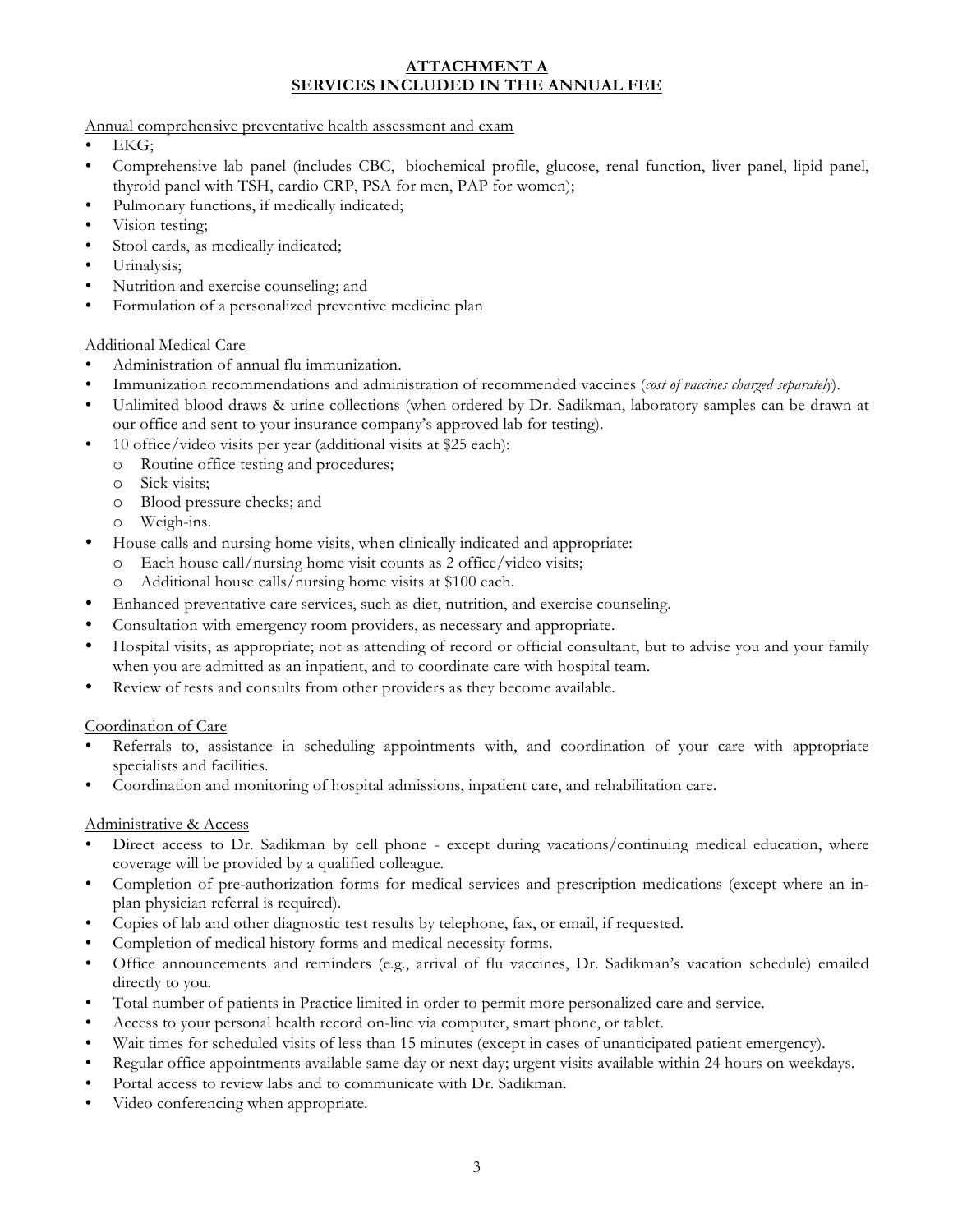# **ATTACHMENT A**
# **SERVICES INCLUDED IN THE ANNUAL FEE**

Annual comprehensive preventative health assessment and exam

- EKG;
- Comprehensive lab panel (includes CBC, biochemical profile, glucose, renal function, liver panel, lipid panel, thyroid panel with TSH, cardio CRP, PSA for men, PAP for women);
- Pulmonary functions, if medically indicated;
- Vision testing;
- Stool cards, as medically indicated;
- Urinalysis;
- Nutrition and exercise counseling; and
- Formulation of a personalized preventive medicine plan

Additional Medical Care

- Administration of annual flu immunization.
- Immunization recommendations and administration of recommended vaccines (*cost of vaccines charged separately*).
- Unlimited blood draws & urine collections (when ordered by Dr. Sadikman, laboratory samples can be drawn at our office and sent to your insurance company's approved lab for testing).
- 10 office/video visits per year (additional visits at $25 each):
  - Routine office testing and procedures;
  - Sick visits;
  - Blood pressure checks; and
  - Weigh-ins.
- House calls and nursing home visits, when clinically indicated and appropriate:
  - Each house call/nursing home visit counts as 2 office/video visits;
  - Additional house calls/nursing home visits at $100 each.
- Enhanced preventative care services, such as diet, nutrition, and exercise counseling.
- Consultation with emergency room providers, as necessary and appropriate.
- Hospital visits, as appropriate; not as attending of record or official consultant, but to advise you and your family when you are admitted as an inpatient, and to coordinate care with hospital team.
- Review of tests and consults from other providers as they become available.

Coordination of Care

- Referrals to, assistance in scheduling appointments with, and coordination of your care with appropriate specialists and facilities.
- Coordination and monitoring of hospital admissions, inpatient care, and rehabilitation care.

Administrative & Access

- Direct access to Dr. Sadikman by cell phone - except during vacations/continuing medical education, where coverage will be provided by a qualified colleague.
- Completion of pre-authorization forms for medical services and prescription medications (except where an in-plan physician referral is required).
- Copies of lab and other diagnostic test results by telephone, fax, or email, if requested.
- Completion of medical history forms and medical necessity forms.
- Office announcements and reminders (e.g., arrival of flu vaccines, Dr. Sadikman's vacation schedule) emailed directly to you.
- Total number of patients in Practice limited in order to permit more personalized care and service.
- Access to your personal health record on-line via computer, smart phone, or tablet.
- Wait times for scheduled visits of less than 15 minutes (except in cases of unanticipated patient emergency).
- Regular office appointments available same day or next day; urgent visits available within 24 hours on weekdays.
- Portal access to review labs and to communicate with Dr. Sadikman.
- Video conferencing when appropriate.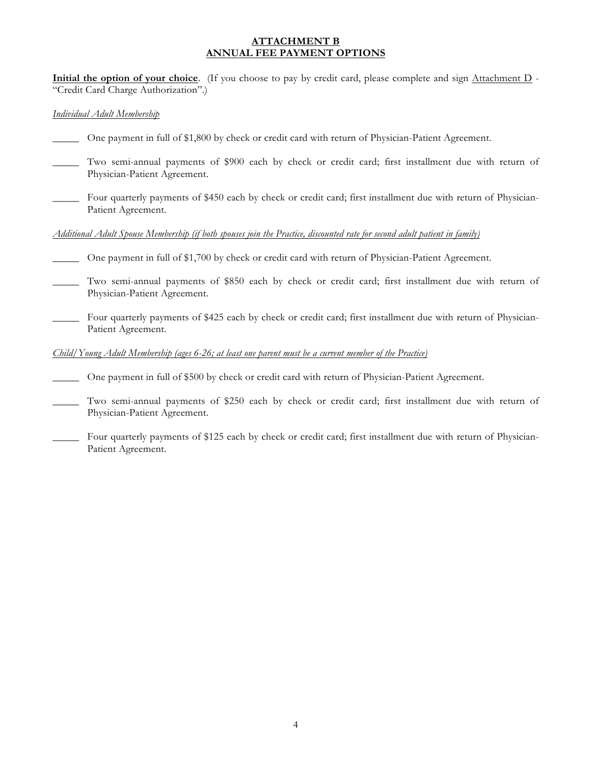## ATTACHMENT B
## ANNUAL FEE PAYMENT OPTIONS

**Initial the option of your choice**. (If you choose to pay by credit card, please complete and sign Attachment D - "Credit Card Charge Authorization".)

*Individual Adult Membership*

_____ One payment in full of $1,800 by check or credit card with return of Physician-Patient Agreement.

_____ Two semi-annual payments of $900 each by check or credit card; first installment due with return of Physician-Patient Agreement.

_____ Four quarterly payments of $450 each by check or credit card; first installment due with return of Physician-Patient Agreement.

*Additional Adult Spouse Membership (if both spouses join the Practice, discounted rate for second adult patient in family)*

_____ One payment in full of $1,700 by check or credit card with return of Physician-Patient Agreement.

_____ Two semi-annual payments of $850 each by check or credit card; first installment due with return of Physician-Patient Agreement.

_____ Four quarterly payments of $425 each by check or credit card; first installment due with return of Physician-Patient Agreement.

*Child/Young Adult Membership (ages 6-26; at least one parent must be a current member of the Practice)*

_____ One payment in full of $500 by check or credit card with return of Physician-Patient Agreement.

_____ Two semi-annual payments of $250 each by check or credit card; first installment due with return of Physician-Patient Agreement.

_____ Four quarterly payments of $125 each by check or credit card; first installment due with return of Physician-Patient Agreement.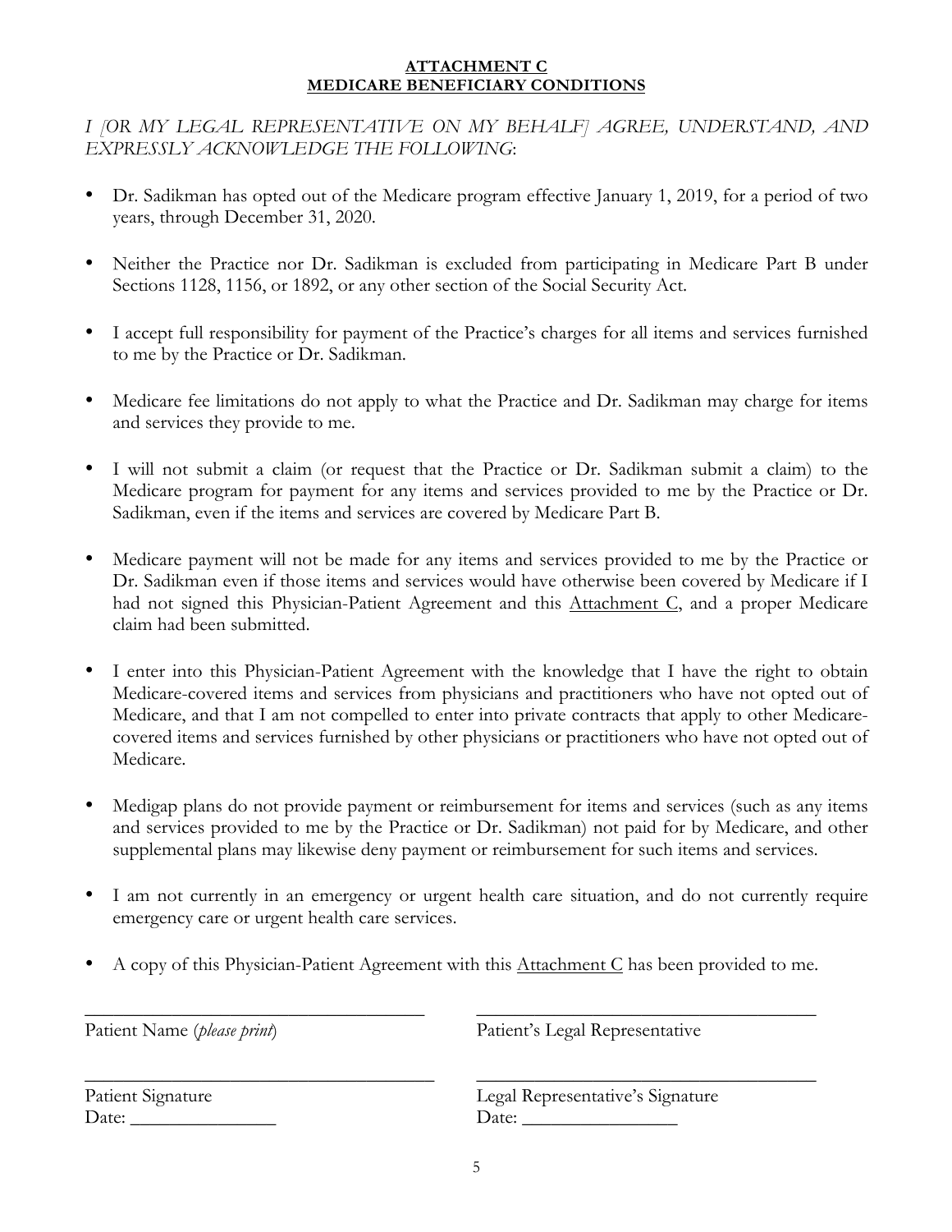**ATTACHMENT C**
**MEDICARE BENEFICIARY CONDITIONS**

*I [OR MY LEGAL REPRESENTATIVE ON MY BEHALF] AGREE, UNDERSTAND, AND EXPRESSLY ACKNOWLEDGE THE FOLLOWING*:

- Dr. Sadikman has opted out of the Medicare program effective January 1, 2019, for a period of two years, through December 31, 2020.
- Neither the Practice nor Dr. Sadikman is excluded from participating in Medicare Part B under Sections 1128, 1156, or 1892, or any other section of the Social Security Act.
- I accept full responsibility for payment of the Practice's charges for all items and services furnished to me by the Practice or Dr. Sadikman.
- Medicare fee limitations do not apply to what the Practice and Dr. Sadikman may charge for items and services they provide to me.
- I will not submit a claim (or request that the Practice or Dr. Sadikman submit a claim) to the Medicare program for payment for any items and services provided to me by the Practice or Dr. Sadikman, even if the items and services are covered by Medicare Part B.
- Medicare payment will not be made for any items and services provided to me by the Practice or Dr. Sadikman even if those items and services would have otherwise been covered by Medicare if I had not signed this Physician-Patient Agreement and this Attachment C, and a proper Medicare claim had been submitted.
- I enter into this Physician-Patient Agreement with the knowledge that I have the right to obtain Medicare-covered items and services from physicians and practitioners who have not opted out of Medicare, and that I am not compelled to enter into private contracts that apply to other Medicare-covered items and services furnished by other physicians or practitioners who have not opted out of Medicare.
- Medigap plans do not provide payment or reimbursement for items and services (such as any items and services provided to me by the Practice or Dr. Sadikman) not paid for by Medicare, and other supplemental plans may likewise deny payment or reimbursement for such items and services.
- I am not currently in an emergency or urgent health care situation, and do not currently require emergency care or urgent health care services.
- A copy of this Physician-Patient Agreement with this Attachment C has been provided to me.

\_\_\_\_\_\_\_\_\_\_\_\_\_\_\_\_\_\_\_\_\_\_\_\_\_\_\_\_\_\_\_\_\_\_\_
Patient Name (*please print*)

\_\_\_\_\_\_\_\_\_\_\_\_\_\_\_\_\_\_\_\_\_\_\_\_\_\_\_\_\_\_\_\_\_\_\_
Patient's Legal Representative

\_\_\_\_\_\_\_\_\_\_\_\_\_\_\_\_\_\_\_\_\_\_\_\_\_\_\_\_\_\_\_\_\_\_\_
Patient Signature
Date: \_\_\_\_\_\_\_\_\_\_\_\_\_\_\_

\_\_\_\_\_\_\_\_\_\_\_\_\_\_\_\_\_\_\_\_\_\_\_\_\_\_\_\_\_\_\_\_\_\_\_
Legal Representative's Signature
Date: \_\_\_\_\_\_\_\_\_\_\_\_\_\_\_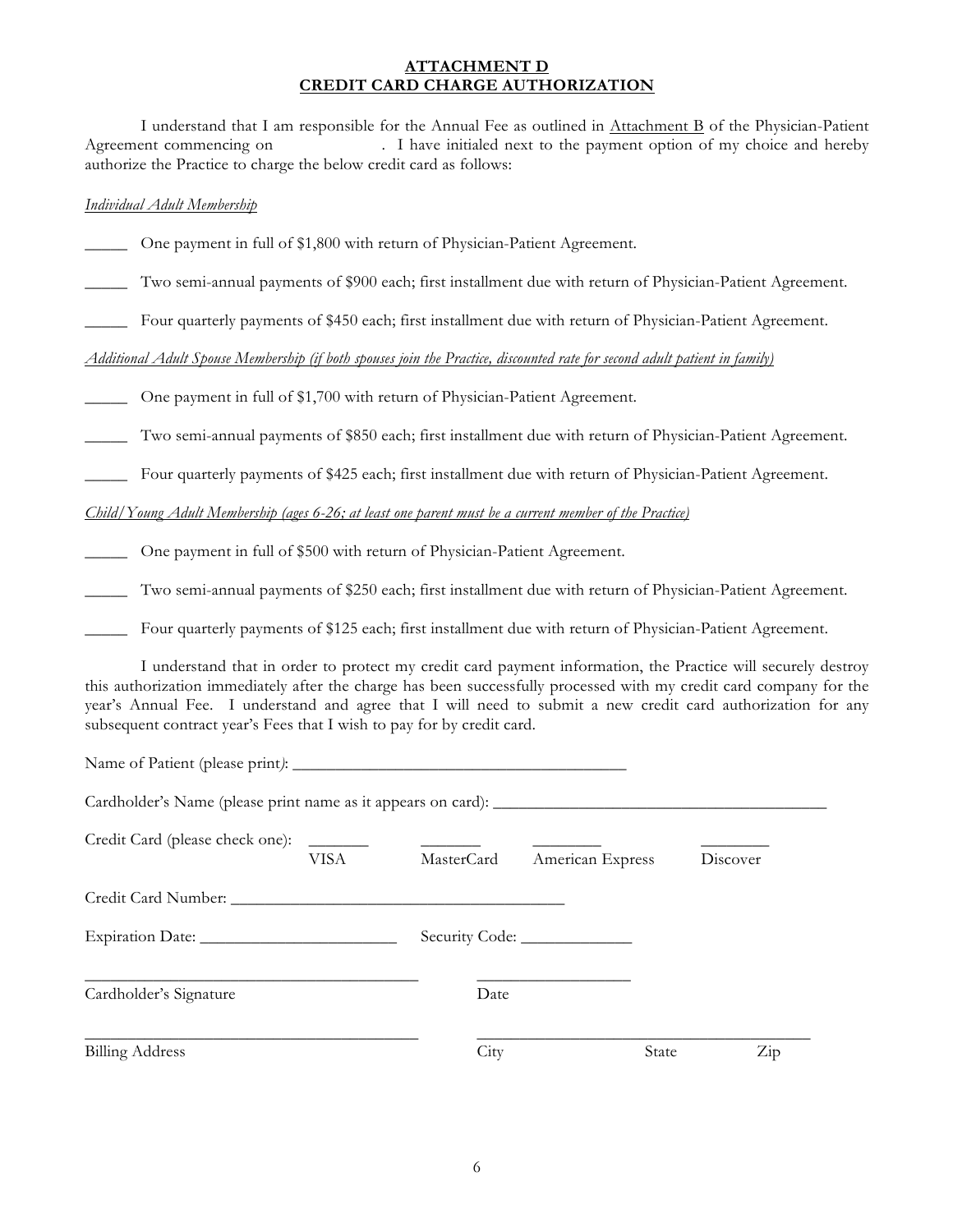# ATTACHMENT D
# CREDIT CARD CHARGE AUTHORIZATION

I understand that I am responsible for the Annual Fee as outlined in Attachment B of the Physician-Patient Agreement commencing on . I have initialed next to the payment option of my choice and hereby authorize the Practice to charge the below credit card as follows:

*Individual Adult Membership*

_____ One payment in full of $1,800 with return of Physician-Patient Agreement.

_____ Two semi-annual payments of $900 each; first installment due with return of Physician-Patient Agreement.

_____ Four quarterly payments of $450 each; first installment due with return of Physician-Patient Agreement.

*Additional Adult Spouse Membership (if both spouses join the Practice, discounted rate for second adult patient in family)*

_____ One payment in full of $1,700 with return of Physician-Patient Agreement.

_____ Two semi-annual payments of $850 each; first installment due with return of Physician-Patient Agreement.

_____ Four quarterly payments of $425 each; first installment due with return of Physician-Patient Agreement.

*Child/Young Adult Membership (ages 6-26; at least one parent must be a current member of the Practice)*

_____ One payment in full of $500 with return of Physician-Patient Agreement.

_____ Two semi-annual payments of $250 each; first installment due with return of Physician-Patient Agreement.

_____ Four quarterly payments of $125 each; first installment due with return of Physician-Patient Agreement.

I understand that in order to protect my credit card payment information, the Practice will securely destroy this authorization immediately after the charge has been successfully processed with my credit card company for the year's Annual Fee. I understand and agree that I will need to submit a new credit card authorization for any subsequent contract year's Fees that I wish to pay for by credit card.

Name of Patient (please print): ________________________________________

Cardholder's Name (please print name as it appears on card): ________________________________________

Credit Card (please check one): _______ VISA _______ MasterCard ________ American Express ________ Discover

Credit Card Number: ________________________________________

Expiration Date: _______________________ Security Code: _____________

________________________________________ Cardholder's Signature

__________________ Date

________________________________________ Billing Address

________________________________________ City State Zip